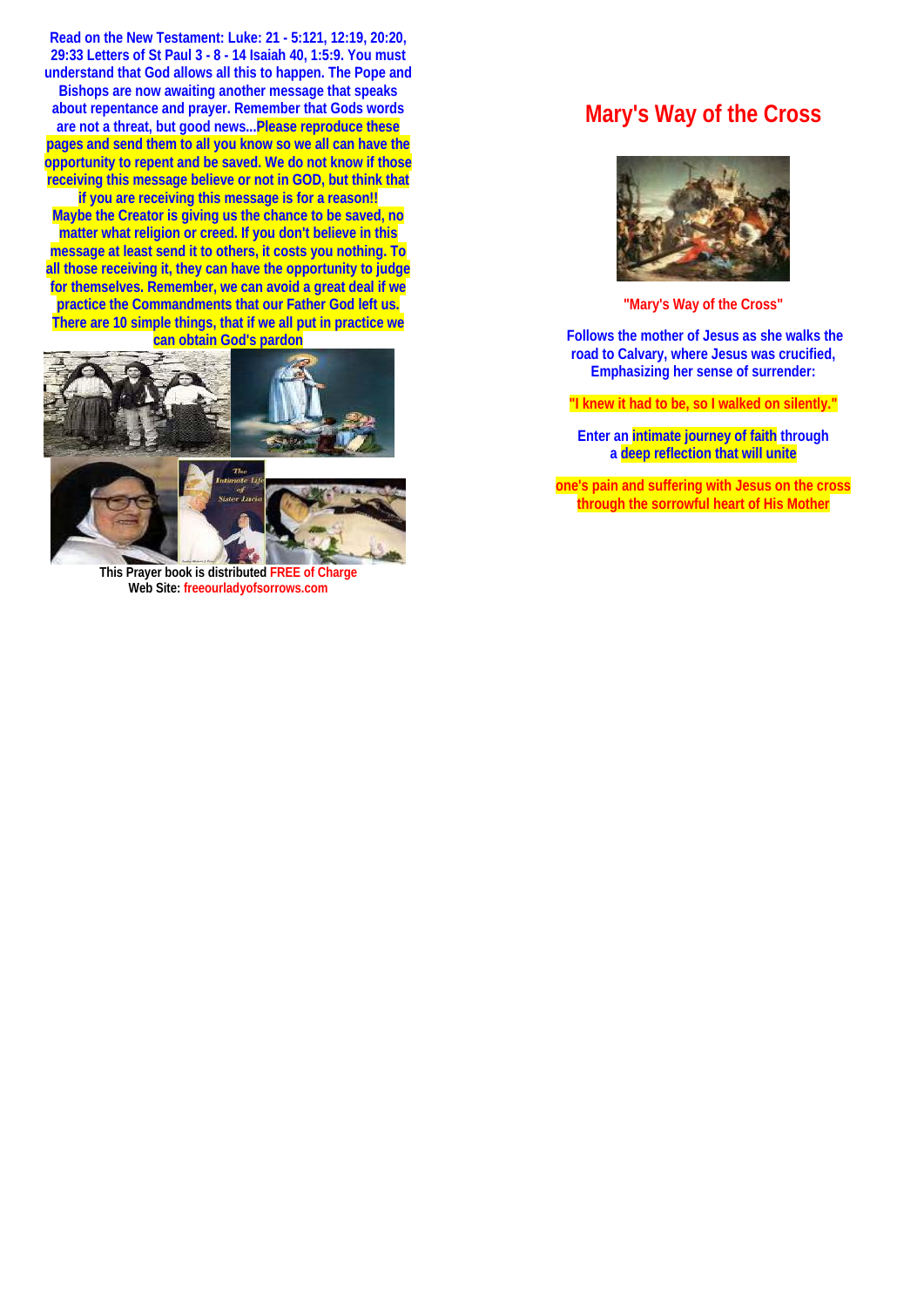Read on the New Testament: Luke: 21 - 5:121, 12:19, 20:20, 29:33 Letters of St Paul 3 - 8 - 14 Isaiah 40, 1:5:9. You must understand that God allows all this to happen. The Pope and Bishops are now awaiting another message that speaks about repentance and prayer. Remember that Gods words are not a threat, but good news...Please reproduce these pages and send them to all you know so we all can have the opportunity to repent and be saved. We do not know if those receiving this message believe or not in GOD, but think that if you are receiving this message is for a reason!! Maybe the Creator is giving us the chance to be saved, no matter what religion or creed. If you don't believe in this message at least send it to others, it costs you nothing. To all those receiving it, they can have the opportunity to judge for themselves. Remember, we can avoid a great deal if we practice the Commandments that our Father God left us. There are 10 simple things, that if we all put in practice we can obtain God's pardon

This Prayer book is distributed FREE of Charge
Web Site: freeourladyofsorrows.com

# Mary's Way of the Cross

"Mary's Way of the Cross"

Follows the mother of Jesus as she walks the road to Calvary, where Jesus was crucified, Emphasizing her sense of surrender:

"I knew it had to be, so I walked on silently."

Enter an intimate journey of faith through a deep reflection that will unite one's pain and suffering with Jesus on the cross through the sorrowful heart of His Mother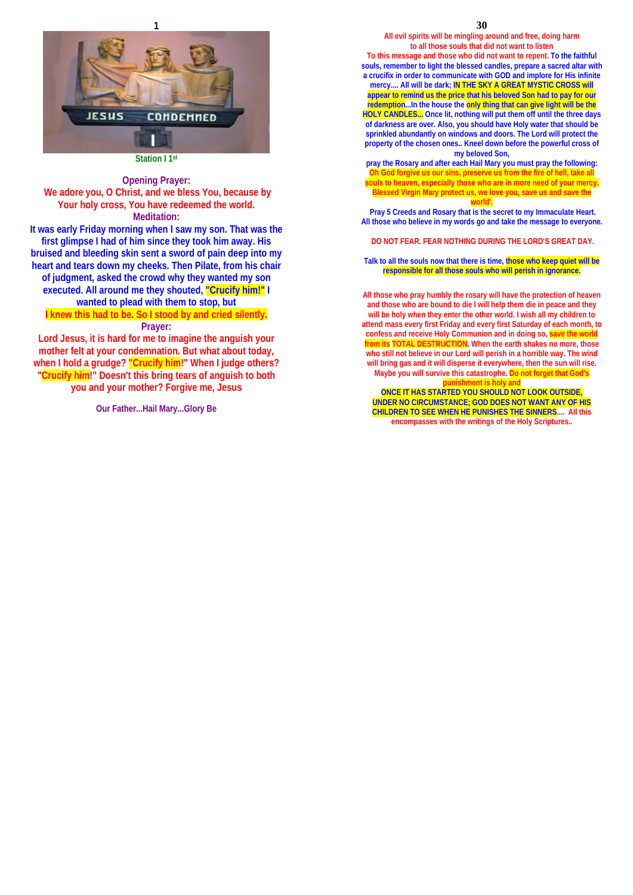## Station I 1st

**Opening Prayer:**

We adore you, O Christ, and we bless You, because by Your holy cross, You have redeemed the world.

**Meditation:**

It was early Friday morning when I saw my son. That was the first glimpse I had of him since they took him away. His bruised and bleeding skin sent a sword of pain deep into my heart and tears down my cheeks. Then Pilate, from his chair of judgment, asked the crowd why they wanted my son executed. All around me they shouted, "Crucify him!" I wanted to plead with them to stop, but I knew this had to be. So I stood by and cried silently.

**Prayer:**

Lord Jesus, it is hard for me to imagine the anguish your mother felt at your condemnation. But what about today, when I hold a grudge? "Crucify him!" When I judge others? "Crucify him!" Doesn't this bring tears of anguish to both you and your mother? Forgive me, Jesus

Our Father...Hail Mary...Glory Be

All evil spirits will be mingling around and free, doing harm to all those souls that did not want to listen To this message and those who did not want to repent. To the faithful souls, remember to light the blessed candles, prepare a sacred altar with a crucifix in order to communicate with GOD and implore for His infinite mercy.... All will be dark; IN THE SKY A GREAT MYSTIC CROSS will appear to remind us the price that his beloved Son had to pay for our redemption...In the house the only thing that can give light will be the HOLY CANDLES... Once lit, nothing will put them off until the three days of darkness are over. Also, you should have Holy water that should be sprinkled abundantly on windows and doors. The Lord will protect the property of the chosen ones.. Kneel down before the powerful cross of my beloved Son,

pray the Rosary and after each Hail Mary you must pray the following: Oh God forgive us our sins, preserve us from the fire of hell, take all souls to heaven, especially those who are in more need of your mercy. Blessed Virgin Mary protect us, we love you, save us and save the world'.

Pray 5 Creeds and Rosary that is the secret to my Immaculate Heart. All those who believe in my words go and take the message to everyone.

DO NOT FEAR. FEAR NOTHING DURING THE LORD'S GREAT DAY.

Talk to all the souls now that there is time, those who keep quiet will be responsible for all those souls who will perish in ignorance.

All those who pray humbly the rosary will have the protection of heaven and those who are bound to die I will help them die in peace and they will be holy when they enter the other world. I wish all my children to attend mass every first Friday and every first Saturday of each month, to confess and receive Holy Communion and in doing so, save the world from its TOTAL DESTRUCTION. When the earth shakes no more, those who still not believe in our Lord will perish in a horrible way. The wind will bring gas and it will disperse it everywhere, then the sun will rise. Maybe you will survive this catastrophe. Do not forget that God's punishment is holy and

ONCE IT HAS STARTED YOU SHOULD NOT LOOK OUTSIDE, UNDER NO CIRCUMSTANCE; GOD DOES NOT WANT ANY OF HIS CHILDREN TO SEE WHEN HE PUNISHES THE SINNERS.... All this encompasses with the writings of the Holy Scriptures..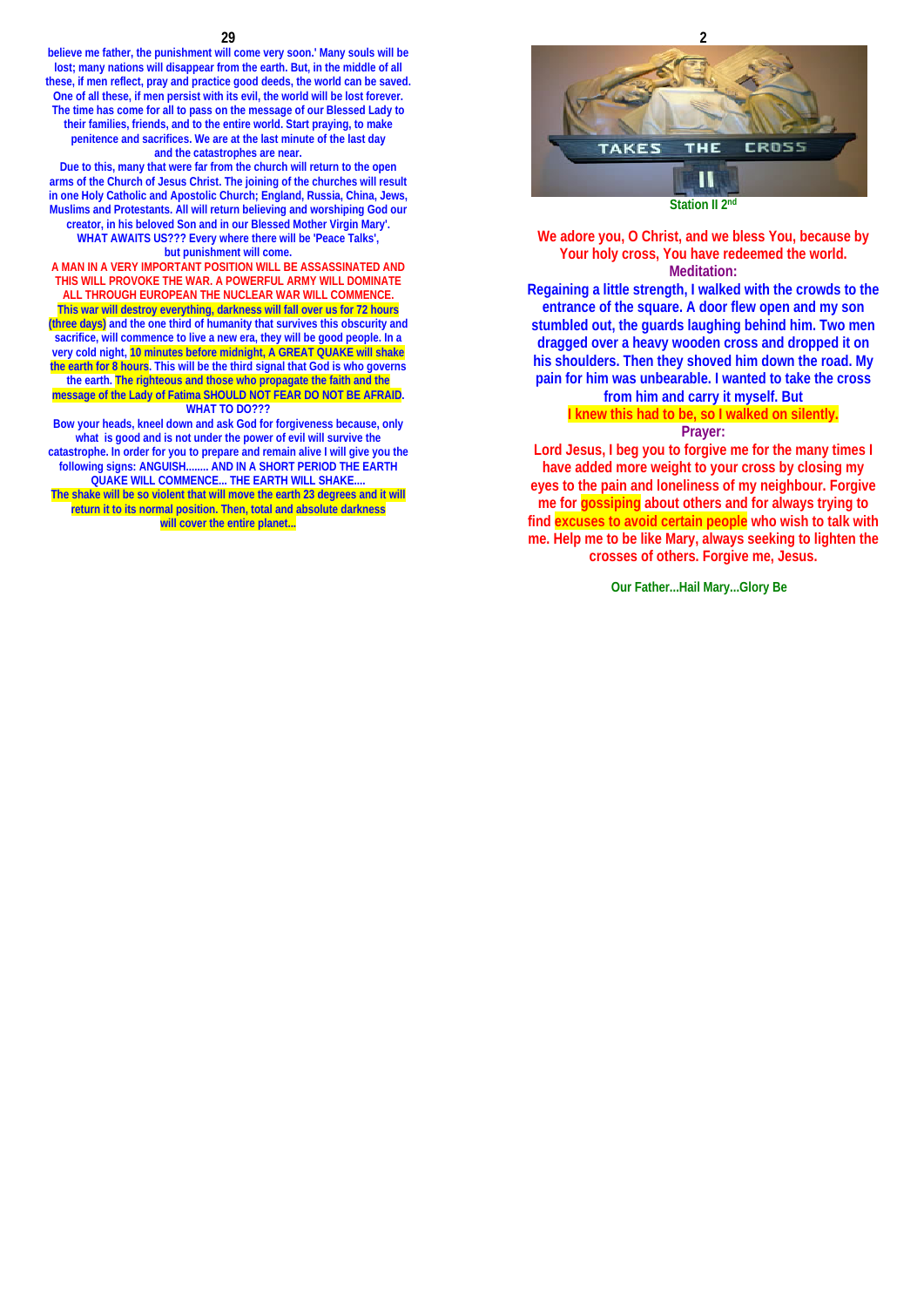believe me father, the punishment will come very soon.' Many souls will be lost; many nations will disappear from the earth. But, in the middle of all these, if men reflect, pray and practice good deeds, the world can be saved. One of all these, if men persist with its evil, the world will be lost forever. The time has come for all to pass on the message of our Blessed Lady to their families, friends, and to the entire world. Start praying, to make penitence and sacrifices. We are at the last minute of the last day and the catastrophes are near.

Due to this, many that were far from the church will return to the open arms of the Church of Jesus Christ. The joining of the churches will result in one Holy Catholic and Apostolic Church; England, Russia, China, Jews, Muslims and Protestants. All will return believing and worshiping God our creator, in his beloved Son and in our Blessed Mother Virgin Mary'.

WHAT AWAITS US??? Every where there will be 'Peace Talks', but punishment will come.

A MAN IN A VERY IMPORTANT POSITION WILL BE ASSASSINATED AND THIS WILL PROVOKE THE WAR. A POWERFUL ARMY WILL DOMINATE ALL THROUGH EUROPEAN THE NUCLEAR WAR WILL COMMENCE.

This war will destroy everything, darkness will fall over us for 72 hours (three days) and the one third of humanity that survives this obscurity and sacrifice, will commence to live a new era, they will be good people. In a very cold night, 10 minutes before midnight, A GREAT QUAKE will shake the earth for 8 hours. This will be the third signal that God is who governs the earth. The righteous and those who propagate the faith and the message of the Lady of Fatima SHOULD NOT FEAR DO NOT BE AFRAID.

WHAT TO DO???

Bow your heads, kneel down and ask God for forgiveness because, only what is good and is not under the power of evil will survive the catastrophe. In order for you to prepare and remain alive I will give you the following signs: ANGUISH........ AND IN A SHORT PERIOD THE EARTH QUAKE WILL COMMENCE... THE EARTH WILL SHAKE....

The shake will be so violent that will move the earth 23 degrees and it will return it to its normal position. Then, total and absolute darkness will cover the entire planet...

TAKES THE CROSS II

Station II 2nd

We adore you, O Christ, and we bless You, because by Your holy cross, You have redeemed the world.

**Meditation:**

Regaining a little strength, I walked with the crowds to the entrance of the square. A door flew open and my son stumbled out, the guards laughing behind him. Two men dragged over a heavy wooden cross and dropped it on his shoulders. Then they shoved him down the road. My pain for him was unbearable. I wanted to take the cross from him and carry it myself. But I knew this had to be, so I walked on silently.

**Prayer:**

Lord Jesus, I beg you to forgive me for the many times I have added more weight to your cross by closing my eyes to the pain and loneliness of my neighbour. Forgive me for gossiping about others and for always trying to find excuses to avoid certain people who wish to talk with me. Help me to be like Mary, always seeking to lighten the crosses of others. Forgive me, Jesus.

Our Father...Hail Mary...Glory Be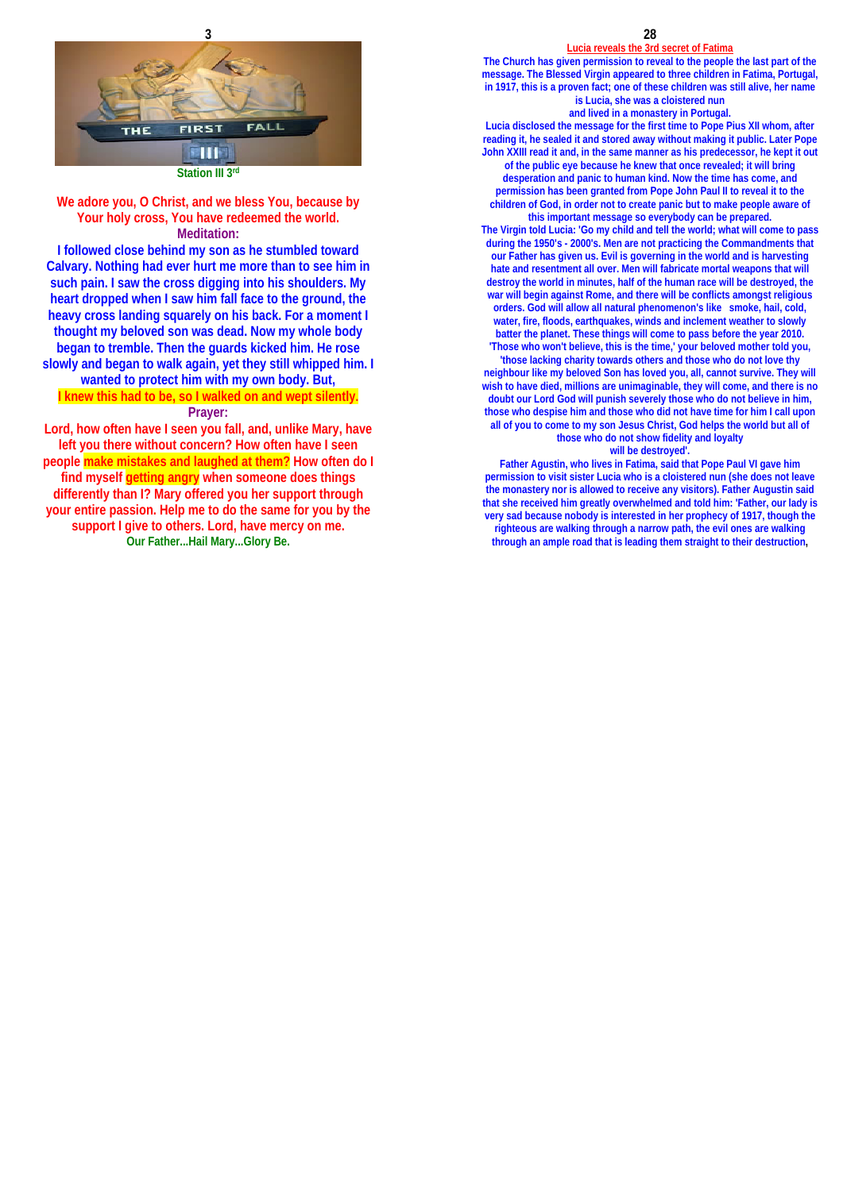Station III 3rd

We adore you, O Christ, and we bless You, because by Your holy cross, You have redeemed the world.

**Meditation:**

I followed close behind my son as he stumbled toward Calvary. Nothing had ever hurt me more than to see him in such pain. I saw the cross digging into his shoulders. My heart dropped when I saw him fall face to the ground, the heavy cross landing squarely on his back. For a moment I thought my beloved son was dead. Now my whole body began to tremble. Then the guards kicked him. He rose slowly and began to walk again, yet they still whipped him. I wanted to protect him with my own body. But, I knew this had to be, so I walked on and wept silently.

**Prayer:**

Lord, how often have I seen you fall, and, unlike Mary, have left you there without concern? How often have I seen people make mistakes and laughed at them? How often do I find myself getting angry when someone does things differently than I? Mary offered you her support through your entire passion. Help me to do the same for you by the support I give to others. Lord, have mercy on me.

Our Father...Hail Mary...Glory Be.

## Lucia reveals the 3rd secret of Fatima

The Church has given permission to reveal to the people the last part of the message. The Blessed Virgin appeared to three children in Fatima, Portugal, in 1917, this is a proven fact; one of these children was still alive, her name is Lucia, she was a cloistered nun and lived in a monastery in Portugal.

Lucia disclosed the message for the first time to Pope Pius XII whom, after reading it, he sealed it and stored away without making it public. Later Pope John XXIII read it and, in the same manner as his predecessor, he kept it out of the public eye because he knew that once revealed; it will bring desperation and panic to human kind. Now the time has come, and permission has been granted from Pope John Paul II to reveal it to the children of God, in order not to create panic but to make people aware of this important message so everybody can be prepared.

The Virgin told Lucia: 'Go my child and tell the world; what will come to pass during the 1950's - 2000's. Men are not practicing the Commandments that our Father has given us. Evil is governing in the world and is harvesting hate and resentment all over. Men will fabricate mortal weapons that will destroy the world in minutes, half of the human race will be destroyed, the war will begin against Rome, and there will be conflicts amongst religious orders. God will allow all natural phenomenon's like smoke, hail, cold, water, fire, floods, earthquakes, winds and inclement weather to slowly batter the planet. These things will come to pass before the year 2010. 'Those who won't believe, this is the time,' your beloved mother told you, 'those lacking charity towards others and those who do not love thy neighbour like my beloved Son has loved you, all, cannot survive. They will wish to have died, millions are unimaginable, they still will come, and there is no doubt our Lord God will punish severely those who do not believe in him, those who despise him and those who did not have time for him I call upon all of you to come to my son Jesus Christ, God helps the world but all of those who do not show fidelity and loyalty will be destroyed'.

Father Agustin, who lives in Fatima, said that Pope Paul VI gave him permission to visit sister Lucia who is a cloistered nun (she does not leave the monastery nor is allowed to receive any visitors). Father Augustin said that she received him greatly overwhelmed and told him: 'Father, our lady is very sad because nobody is interested in her prophecy of 1917, though the righteous are walking through a narrow path, the evil ones are walking through an ample road that is leading them straight to their destruction,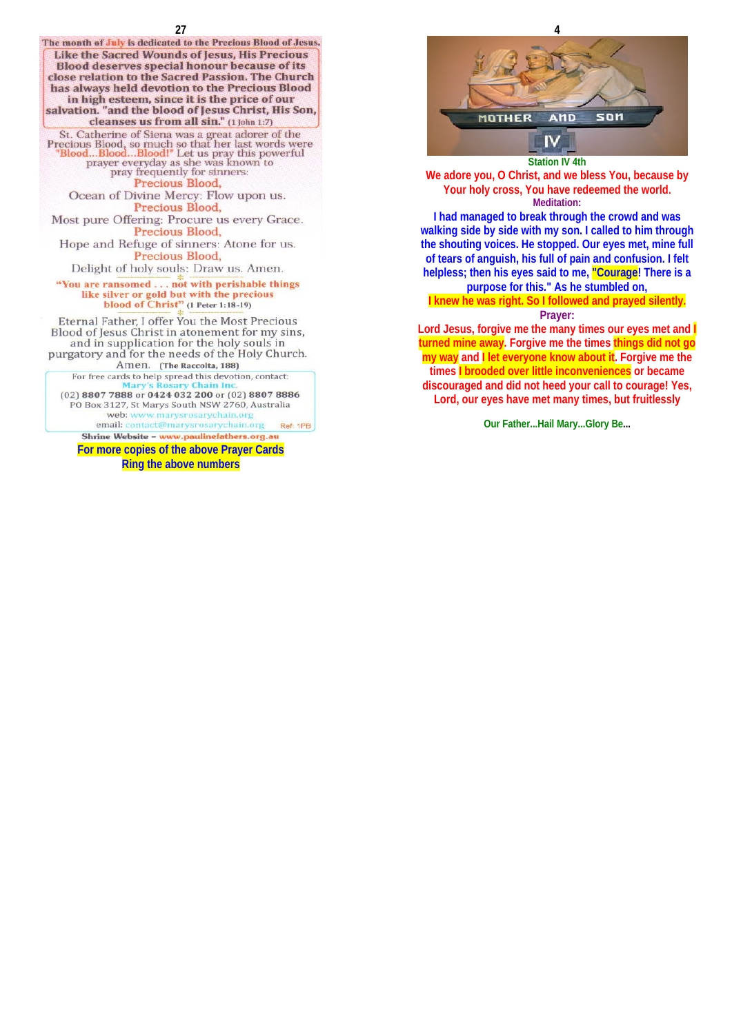The month of July is dedicated to the Precious Blood of Jesus.

**Like the Sacred Wounds of Jesus, His Precious Blood deserves special honour because of its close relation to the Sacred Passion. The Church has always held devotion to the Precious Blood in high esteem, since it is the price of our salvation. "and the blood of Jesus Christ, His Son, cleanses us from all sin."** (1 John 1:7)

St. Catherine of Siena was a great adorer of the Precious Blood, so much so that her last words were "Blood...Blood...Blood!" Let us pray this powerful prayer everyday as she was known to pray frequently for sinners:

Precious Blood,
Ocean of Divine Mercy: Flow upon us.
Precious Blood,
Most pure Offering: Procure us every Grace.
Precious Blood,
Hope and Refuge of sinners: Atone for us.
Precious Blood,
Delight of holy souls: Draw us. Amen.

**"You are ransomed . . . not with perishable things like silver or gold but with the precious blood of Christ"** (1 Peter 1:18-19)

Eternal Father, I offer You the Most Precious Blood of Jesus Christ in atonement for my sins, and in supplication for the holy souls in purgatory and for the needs of the Holy Church. Amen. (The Raccolta, 188)

For free cards to help spread this devotion, contact:
Mary's Rosary Chain Inc.
(02) 8807 7888 or 0424 032 200 or (02) 8807 8886
PO Box 3127, St Marys South NSW 2760, Australia
web: www.marysrosarychain.org
email: contact@marysrosarychain.org Ref: 1PB

Shrine Website – www.paulinefathers.org.au

For more copies of the above Prayer Cards
Ring the above numbers

MOTHER AND SON
IV

Station IV 4th

We adore you, O Christ, and we bless You, because by Your holy cross, You have redeemed the world.

**Meditation:**

I had managed to break through the crowd and was walking side by side with my son. I called to him through the shouting voices. He stopped. Our eyes met, mine full of tears of anguish, his full of pain and confusion. I felt helpless; then his eyes said to me, "Courage! There is a purpose for this." As he stumbled on,

I knew he was right. So I followed and prayed silently.

**Prayer:**

Lord Jesus, forgive me the many times our eyes met and I turned mine away. Forgive me the times things did not go my way and I let everyone know about it. Forgive me the times I brooded over little inconveniences or became discouraged and did not heed your call to courage! Yes, Lord, our eyes have met many times, but fruitlessly

Our Father...Hail Mary...Glory Be...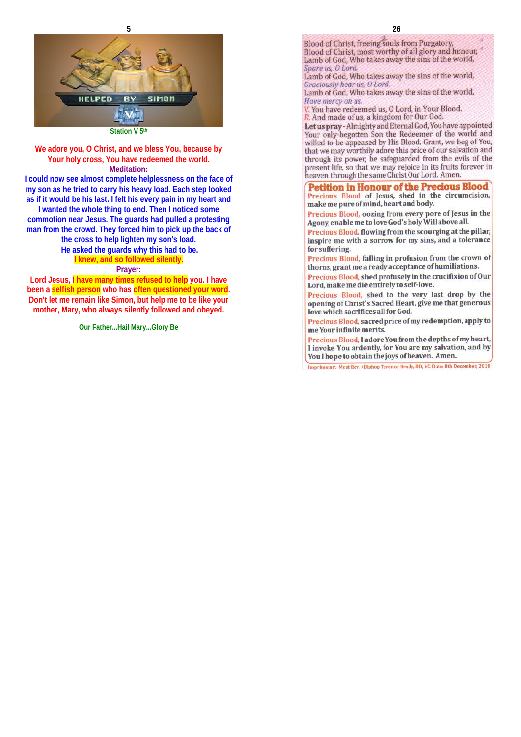Station V 5th

We adore you, O Christ, and we bless You, because by Your holy cross, You have redeemed the world.

**Meditation:**

I could now see almost complete helplessness on the face of my son as he tried to carry his heavy load. Each step looked as if it would be his last. I felt his every pain in my heart and I wanted the whole thing to end. Then I noticed some commotion near Jesus. The guards had pulled a protesting man from the crowd. They forced him to pick up the back of the cross to help lighten my son's load.
He asked the guards why this had to be.
I knew, and so followed silently.

**Prayer:**

Lord Jesus, I have many times refused to help you. I have been a selfish person who has often questioned your word. Don't let me remain like Simon, but help me to be like your mother, Mary, who always silently followed and obeyed.

Our Father...Hail Mary...Glory Be

Blood of Christ, freeing souls from Purgatory, "
Blood of Christ, most worthy of all glory and honour, "
Lamb of God, Who takes away the sins of the world,
*Spare us, O Lord.*
Lamb of God, Who takes away the sins of the world,
*Graciously hear us, O Lord.*
Lamb of God, Who takes away the sins of the world,
*Have mercy on us.*
V. You have redeemed us, O Lord, in Your Blood.
R. And made of us, a kingdom for Our God.

**Let us pray** - Almighty and Eternal God, You have appointed Your only-begotten Son the Redeemer of the world and willed to be appeased by His Blood. Grant, we beg of You, that we may worthily adore this price of our salvation and through its power, be safeguarded from the evils of the present life, so that we may rejoice in its fruits forever in heaven, through the same Christ Our Lord. Amen.

## Petition in Honour of the Precious Blood

Precious Blood of Jesus, shed in the circumcision, make me pure of mind, heart and body.

Precious Blood, oozing from every pore of Jesus in the Agony, enable me to love God's holy Will above all.

Precious Blood, flowing from the scourging at the pillar, inspire me with a sorrow for my sins, and a tolerance for suffering.

Precious Blood, falling in profusion from the crown of thorns, grant me a ready acceptance of humiliations.

Precious Blood, shed profusely in the crucifixion of Our Lord, make me die entirely to self-love.

Precious Blood, shed to the very last drop by the opening of Christ's Sacred Heart, give me that generous love which sacrifices all for God.

Precious Blood, sacred price of my redemption, apply to me Your infinite merits.

Precious Blood, I adore You from the depths of my heart, I invoke You ardently, for You are my salvation, and by You I hope to obtain the joys of heaven. Amen.

Imprimatur: Most Rev. +Bishop Terence Brady, DD, VG Date: 8th December, 2010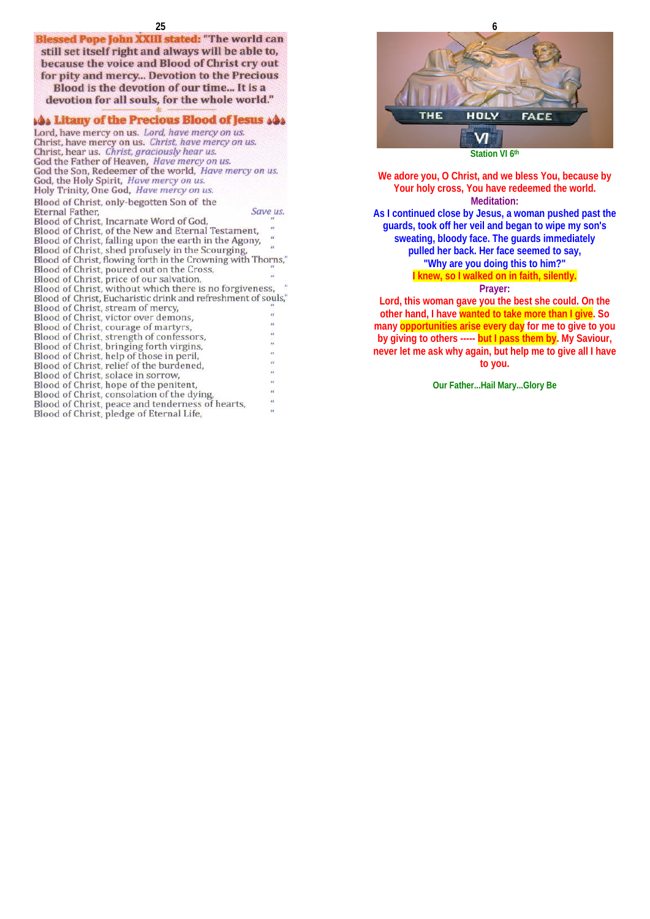**Blessed Pope John XXIII stated:** "The world can still set itself right and always will be able to, because the voice and Blood of Christ cry out for pity and mercy... Devotion to the Precious Blood is the devotion of our time... It is a devotion for all souls, for the whole world."

## Litany of the Precious Blood of Jesus

Lord, have mercy on us. *Lord, have mercy on us.*
Christ, have mercy on us. *Christ, have mercy on us.*
Christ, hear us. *Christ, graciously hear us.*
God the Father of Heaven, *Have mercy on us.*
God the Son, Redeemer of the world, *Have mercy on us.*
God, the Holy Spirit, *Have mercy on us.*
Holy Trinity, One God, *Have mercy on us.*

Blood of Christ, only-begotten Son of the Eternal Father, *Save us.*
Blood of Christ, Incarnate Word of God, "
Blood of Christ, of the New and Eternal Testament, "
Blood of Christ, falling upon the earth in the Agony, "
Blood of Christ, shed profusely in the Scourging, "
Blood of Christ, flowing forth in the Crowning with Thorns, "
Blood of Christ, poured out on the Cross, "
Blood of Christ, price of our salvation, "
Blood of Christ, without which there is no forgiveness, "
Blood of Christ, Eucharistic drink and refreshment of souls, "
Blood of Christ, stream of mercy, "
Blood of Christ, victor over demons, "
Blood of Christ, courage of martyrs, "
Blood of Christ, strength of confessors, "
Blood of Christ, bringing forth virgins, "
Blood of Christ, help of those in peril, "
Blood of Christ, relief of the burdened, "
Blood of Christ, solace in sorrow, "
Blood of Christ, hope of the penitent, "
Blood of Christ, consolation of the dying, "
Blood of Christ, peace and tenderness of hearts, "
Blood of Christ, pledge of Eternal Life, "

THE HOLY FACE VI

Station VI 6th

We adore you, O Christ, and we bless You, because by Your holy cross, You have redeemed the world.

**Meditation:**

As I continued close by Jesus, a woman pushed past the guards, took off her veil and began to wipe my son's sweating, bloody face. The guards immediately pulled her back. Her face seemed to say, "Why are you doing this to him?"

I knew, so I walked on in faith, silently.

**Prayer:**

Lord, this woman gave you the best she could. On the other hand, I have wanted to take more than I give. So many opportunities arise every day for me to give to you by giving to others ----- but I pass them by. My Saviour, never let me ask why again, but help me to give all I have to you.

Our Father...Hail Mary...Glory Be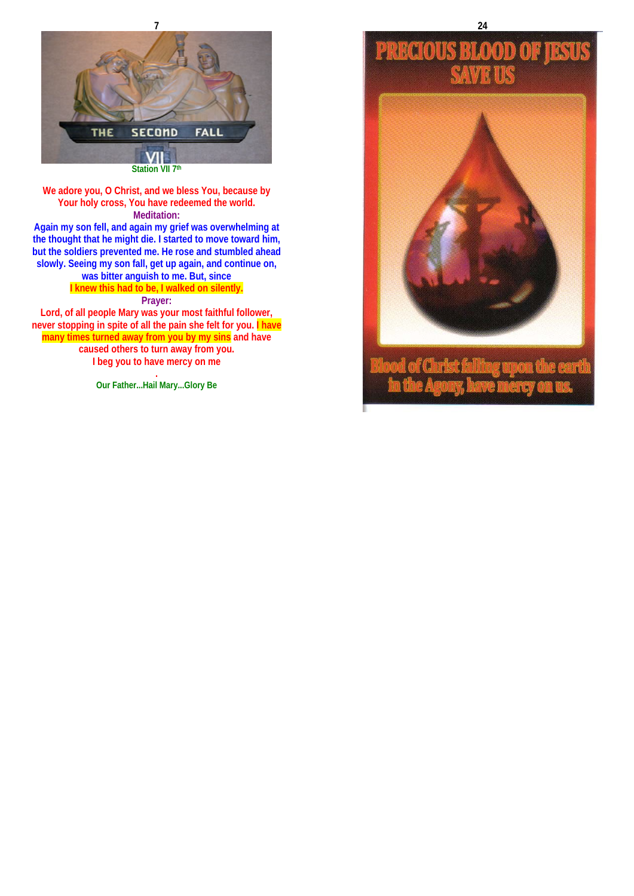Station VII 7th

We adore you, O Christ, and we bless You, because by Your holy cross, You have redeemed the world.

**Meditation:**

Again my son fell, and again my grief was overwhelming at the thought that he might die. I started to move toward him, but the soldiers prevented me. He rose and stumbled ahead slowly. Seeing my son fall, get up again, and continue on, was bitter anguish to me. But, since I knew this had to be, I walked on silently.

**Prayer:**

Lord, of all people Mary was your most faithful follower, never stopping in spite of all the pain she felt for you. I have many times turned away from you by my sins and have caused others to turn away from you.

I beg you to have mercy on me

.

Our Father...Hail Mary...Glory Be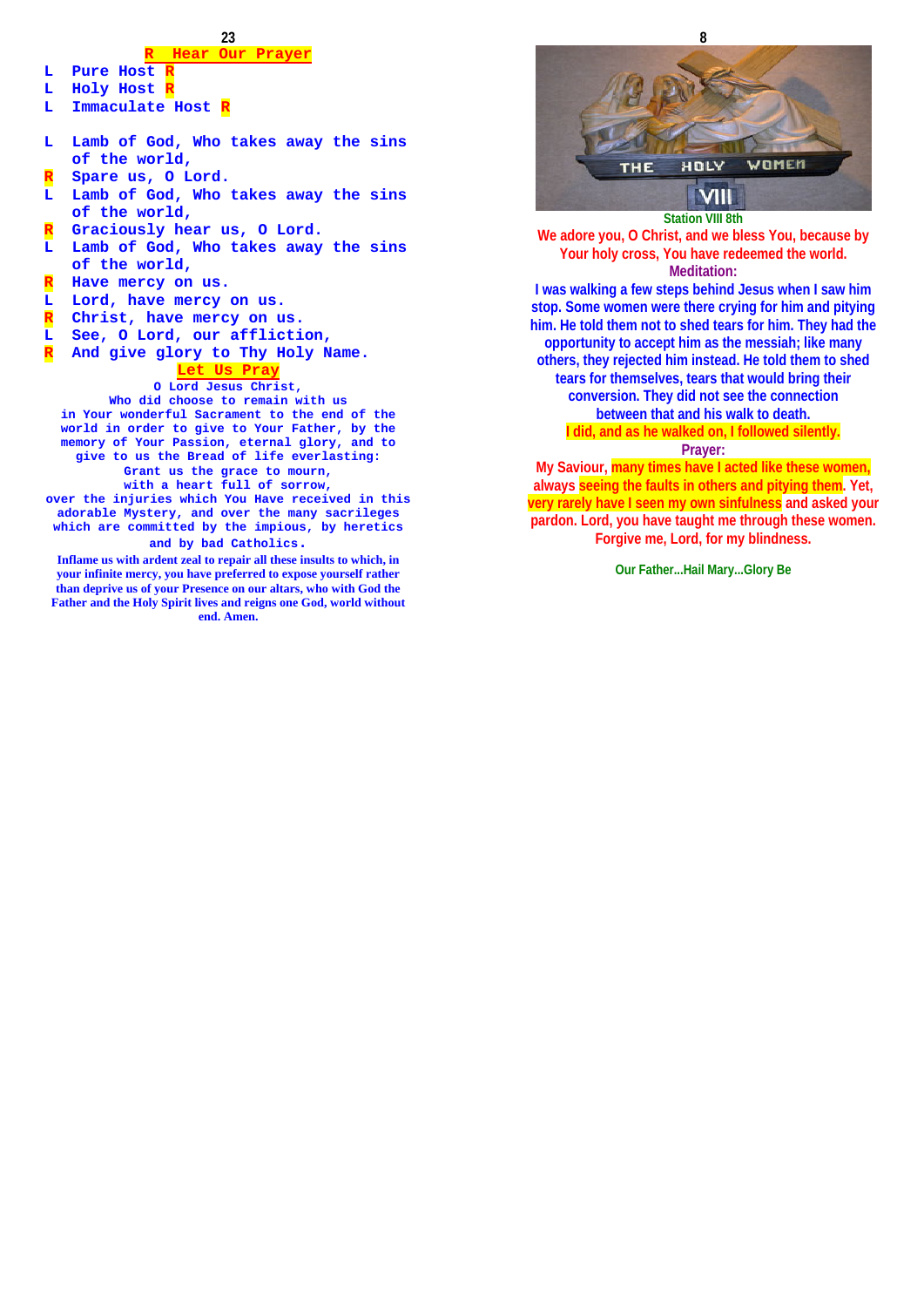## R Hear Our Prayer

L Pure Host R
L Holy Host R
L Immaculate Host R

L Lamb of God, Who takes away the sins of the world,
R Spare us, O Lord.
L Lamb of God, Who takes away the sins of the world,
R Graciously hear us, O Lord.
L Lamb of God, Who takes away the sins of the world,
R Have mercy on us.
L Lord, have mercy on us.
R Christ, have mercy on us.
L See, O Lord, our affliction,
R And give glory to Thy Holy Name.

### Let Us Pray

O Lord Jesus Christ,
Who did choose to remain with us
in Your wonderful Sacrament to the end of the world in order to give to Your Father, by the memory of Your Passion, eternal glory, and to give to us the Bread of life everlasting:
Grant us the grace to mourn,
with a heart full of sorrow,
over the injuries which You Have received in this adorable Mystery, and over the many sacrileges which are committed by the impious, by heretics and by bad Catholics.

**Inflame us with ardent zeal to repair all these insults to which, in your infinite mercy, you have preferred to expose yourself rather than deprive us of your Presence on our altars, who with God the Father and the Holy Spirit lives and reigns one God, world without end. Amen.**

THE HOLY WOMEN VIII

**Station VIII 8th**

We adore you, O Christ, and we bless You, because by Your holy cross, You have redeemed the world.

**Meditation:**

I was walking a few steps behind Jesus when I saw him stop. Some women were there crying for him and pitying him. He told them not to shed tears for him. They had the opportunity to accept him as the messiah; like many others, they rejected him instead. He told them to shed tears for themselves, tears that would bring their conversion. They did not see the connection between that and his walk to death.

I did, and as he walked on, I followed silently.

**Prayer:**

My Saviour, many times have I acted like these women, always seeing the faults in others and pitying them. Yet, very rarely have I seen my own sinfulness and asked your pardon. Lord, you have taught me through these women. Forgive me, Lord, for my blindness.

Our Father...Hail Mary...Glory Be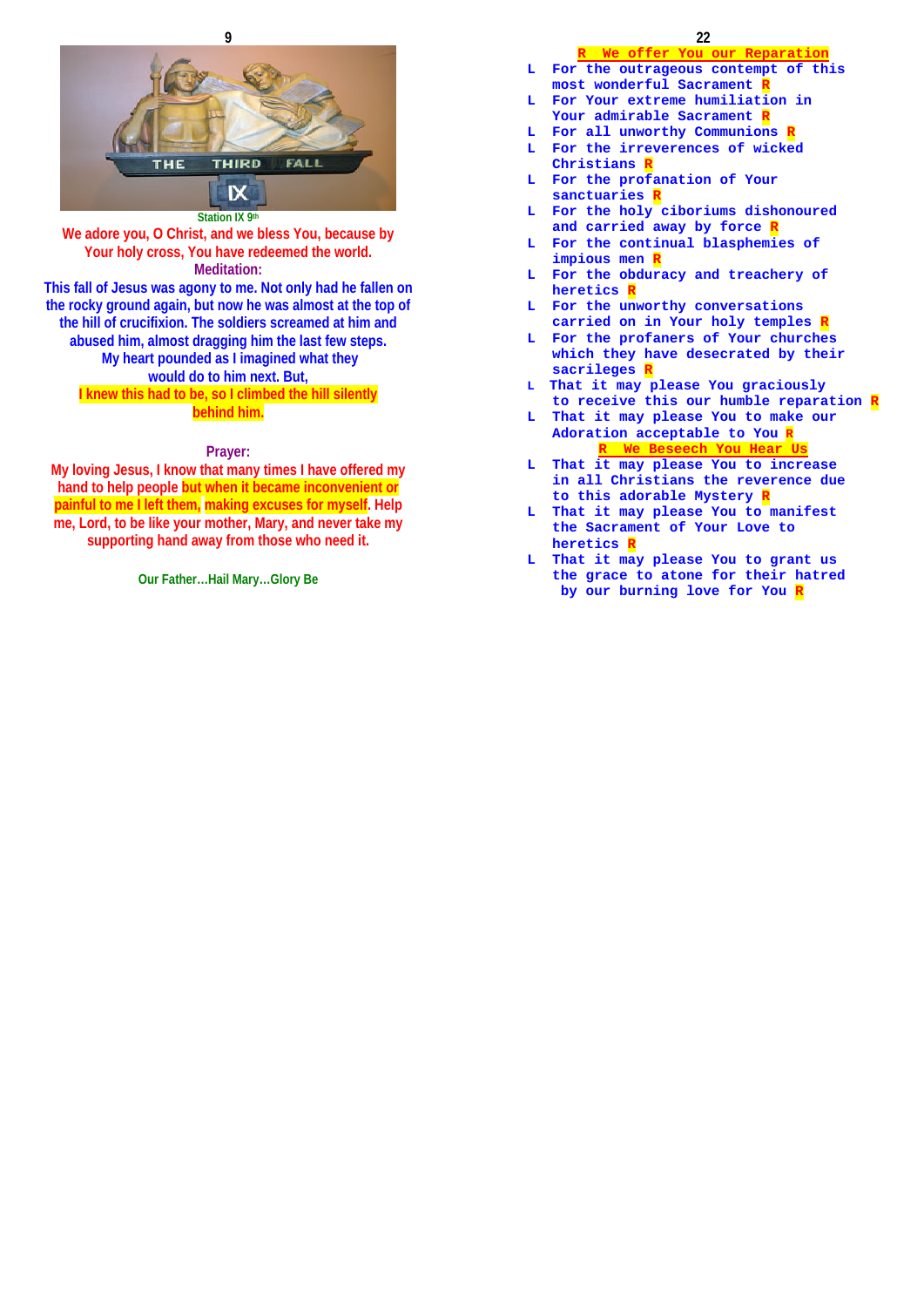Station IX 9th

We adore you, O Christ, and we bless You, because by Your holy cross, You have redeemed the world.

**Meditation:**

This fall of Jesus was agony to me. Not only had he fallen on the rocky ground again, but now he was almost at the top of the hill of crucifixion. The soldiers screamed at him and abused him, almost dragging him the last few steps. My heart pounded as I imagined what they would do to him next. But, I knew this had to be, so I climbed the hill silently behind him.

**Prayer:**

My loving Jesus, I know that many times I have offered my hand to help people but when it became inconvenient or painful to me I left them, making excuses for myself. Help me, Lord, to be like your mother, Mary, and never take my supporting hand away from those who need it.

Our Father...Hail Mary...Glory Be

**R We offer You our Reparation**

L For the outrageous contempt of this most wonderful Sacrament R
L For Your extreme humiliation in Your admirable Sacrament R
L For all unworthy Communions R
L For the irreverences of wicked Christians R
L For the profanation of Your sanctuaries R
L For the holy ciboriums dishonoured and carried away by force R
L For the continual blasphemies of impious men R
L For the obduracy and treachery of heretics R
L For the unworthy conversations carried on in Your holy temples R
L For the profaners of Your churches which they have desecrated by their sacrileges R
L That it may please You graciously to receive this our humble reparation R
L That it may please You to make our Adoration acceptable to You R

**R We Beseech You Hear Us**

L That it may please You to increase in all Christians the reverence due to this adorable Mystery R
L That it may please You to manifest the Sacrament of Your Love to heretics R
L That it may please You to grant us the grace to atone for their hatred by our burning love for You R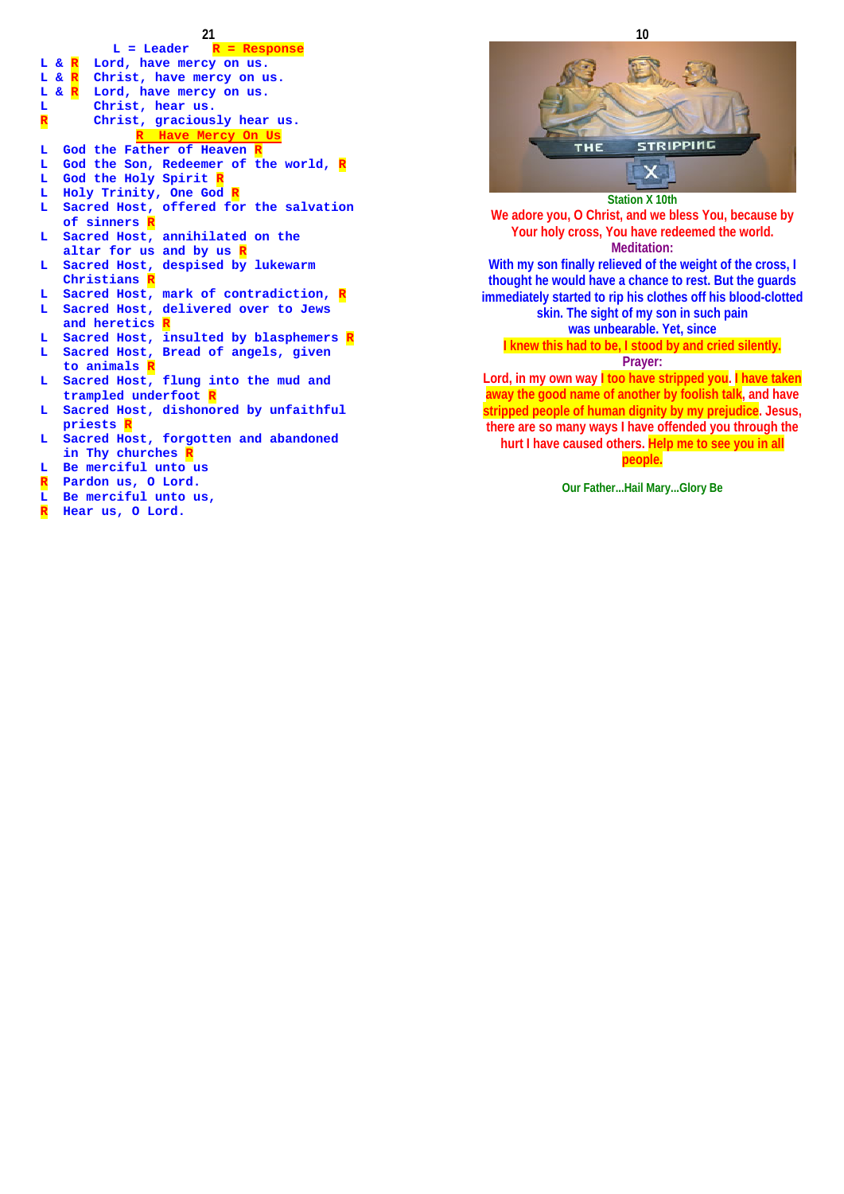L = Leader   R = Response

L & R  Lord, have mercy on us.
L & R  Christ, have mercy on us.
L & R  Lord, have mercy on us.
L  Christ, hear us.
R  Christ, graciously hear us.

R  Have Mercy On Us

L  God the Father of Heaven R
L  God the Son, Redeemer of the world, R
L  God the Holy Spirit R
L  Holy Trinity, One God R
L  Sacred Host, offered for the salvation of sinners R
L  Sacred Host, annihilated on the altar for us and by us R
L  Sacred Host, despised by lukewarm Christians R
L  Sacred Host, mark of contradiction, R
L  Sacred Host, delivered over to Jews and heretics R
L  Sacred Host, insulted by blasphemers R
L  Sacred Host, Bread of angels, given to animals R
L  Sacred Host, flung into the mud and trampled underfoot R
L  Sacred Host, dishonored by unfaithful priests R
L  Sacred Host, forgotten and abandoned in Thy churches R
L  Be merciful unto us
R  Pardon us, O Lord.
L  Be merciful unto us,
R  Hear us, O Lord.

THE STRIPPING X

Station X 10th

We adore you, O Christ, and we bless You, because by Your holy cross, You have redeemed the world.

Meditation:

With my son finally relieved of the weight of the cross, I thought he would have a chance to rest. But the guards immediately started to rip his clothes off his blood-clotted skin. The sight of my son in such pain was unbearable. Yet, since I knew this had to be, I stood by and cried silently.

Prayer:

Lord, in my own way I too have stripped you. I have taken away the good name of another by foolish talk, and have stripped people of human dignity by my prejudice. Jesus, there are so many ways I have offended you through the hurt I have caused others. Help me to see you in all people.

Our Father...Hail Mary...Glory Be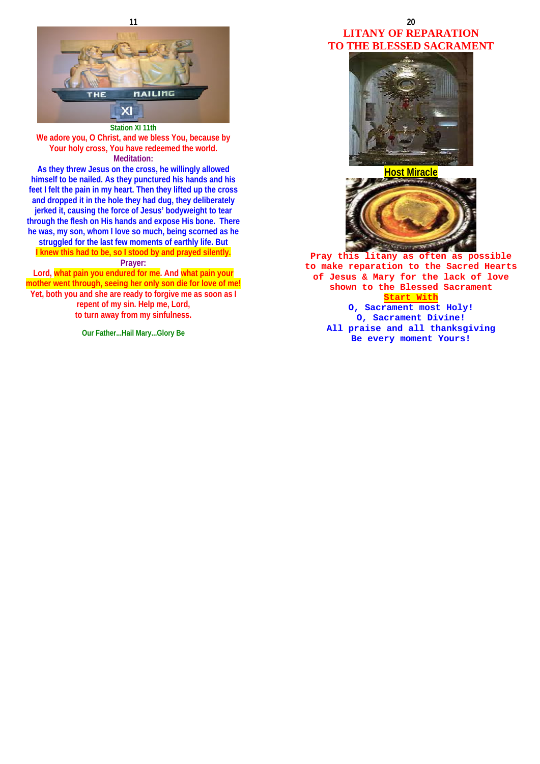Station XI 11th

We adore you, O Christ, and we bless You, because by Your holy cross, You have redeemed the world.

Meditation:

As they threw Jesus on the cross, he willingly allowed himself to be nailed. As they punctured his hands and his feet I felt the pain in my heart. Then they lifted up the cross and dropped it in the hole they had dug, they deliberately jerked it, causing the force of Jesus' bodyweight to tear through the flesh on His hands and expose His bone. There he was, my son, whom I love so much, being scorned as he struggled for the last few moments of earthly life. But I knew this had to be, so I stood by and prayed silently.

Prayer:

Lord, what pain you endured for me. And what pain your mother went through, seeing her only son die for love of me! Yet, both you and she are ready to forgive me as soon as I repent of my sin. Help me, Lord, to turn away from my sinfulness.

Our Father...Hail Mary...Glory Be

# LITANY OF REPARATION TO THE BLESSED SACRAMENT

Host Miracle

Pray this litany as often as possible to make reparation to the Sacred Hearts of Jesus & Mary for the lack of love shown to the Blessed Sacrament

Start With

O, Sacrament most Holy!
O, Sacrament Divine!
All praise and all thanksgiving
Be every moment Yours!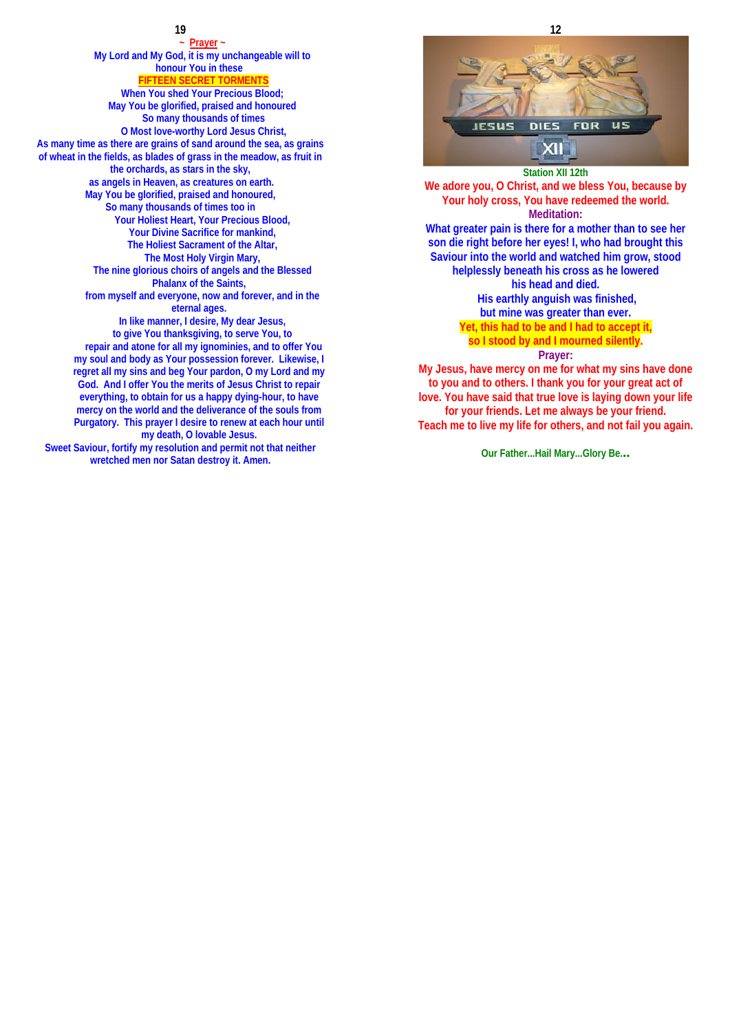~ Prayer ~

My Lord and My God, it is my unchangeable will to honour You in these

**FIFTEEN SECRET TORMENTS**

When You shed Your Precious Blood;
May You be glorified, praised and honoured
So many thousands of times
O Most love-worthy Lord Jesus Christ,
As many time as there are grains of sand around the sea, as grains of wheat in the fields, as blades of grass in the meadow, as fruit in the orchards, as stars in the sky,
as angels in Heaven, as creatures on earth.
May You be glorified, praised and honoured,
So many thousands of times too in
Your Holiest Heart, Your Precious Blood,
Your Divine Sacrifice for mankind,
The Holiest Sacrament of the Altar,
The Most Holy Virgin Mary,
The nine glorious choirs of angels and the Blessed Phalanx of the Saints,
from myself and everyone, now and forever, and in the eternal ages.
In like manner, I desire, My dear Jesus,
to give You thanksgiving, to serve You, to repair and atone for all my ignominies, and to offer You my soul and body as Your possession forever. Likewise, I regret all my sins and beg Your pardon, O my Lord and my God. And I offer You the merits of Jesus Christ to repair everything, to obtain for us a happy dying-hour, to have mercy on the world and the deliverance of the souls from Purgatory. This prayer I desire to renew at each hour until my death, O lovable Jesus.
Sweet Saviour, fortify my resolution and permit not that neither wretched men nor Satan destroy it. Amen.

Station XII 12th

We adore you, O Christ, and we bless You, because by Your holy cross, You have redeemed the world.

**Meditation:**

What greater pain is there for a mother than to see her son die right before her eyes! I, who had brought this Saviour into the world and watched him grow, stood helplessly beneath his cross as he lowered his head and died.
His earthly anguish was finished,
but mine was greater than ever.
Yet, this had to be and I had to accept it,
so I stood by and I mourned silently.

**Prayer:**

My Jesus, have mercy on me for what my sins have done to you and to others. I thank you for your great act of love. You have said that true love is laying down your life for your friends. Let me always be your friend.
Teach me to live my life for others, and not fail you again.

Our Father...Hail Mary...Glory Be...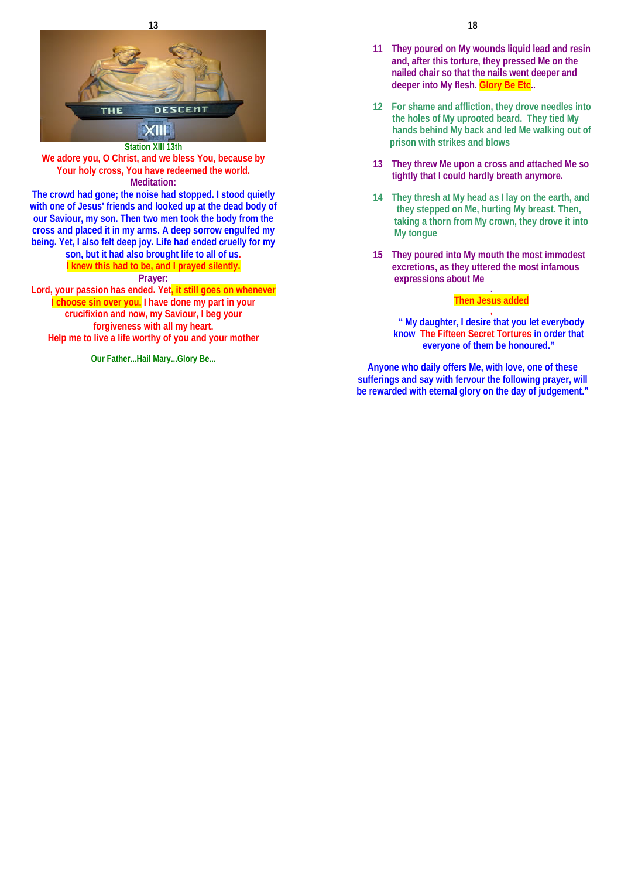Station XIII 13th

We adore you, O Christ, and we bless You, because by Your holy cross, You have redeemed the world.

**Meditation:**

The crowd had gone; the noise had stopped. I stood quietly with one of Jesus' friends and looked up at the dead body of our Saviour, my son. Then two men took the body from the cross and placed it in my arms. A deep sorrow engulfed my being. Yet, I also felt deep joy. Life had ended cruelly for my son, but it had also brought life to all of us.

I knew this had to be, and I prayed silently.

**Prayer:**

Lord, your passion has ended. Yet, it still goes on whenever I choose sin over you. I have done my part in your crucifixion and now, my Saviour, I beg your forgiveness with all my heart.

Help me to live a life worthy of you and your mother

Our Father...Hail Mary...Glory Be...

11 They poured on My wounds liquid lead and resin and, after this torture, they pressed Me on the nailed chair so that the nails went deeper and deeper into My flesh. Glory Be Etc..

12 For shame and affliction, they drove needles into the holes of My uprooted beard. They tied My hands behind My back and led Me walking out of prison with strikes and blows

13 They threw Me upon a cross and attached Me so tightly that I could hardly breath anymore.

14 They thresh at My head as I lay on the earth, and they stepped on Me, hurting My breast. Then, taking a thorn from My crown, they drove it into My tongue

15 They poured into My mouth the most immodest excretions, as they uttered the most infamous expressions about Me

Then Jesus added

" My daughter, I desire that you let everybody know The Fifteen Secret Tortures in order that everyone of them be honoured."

Anyone who daily offers Me, with love, one of these sufferings and say with fervour the following prayer, will be rewarded with eternal glory on the day of judgement."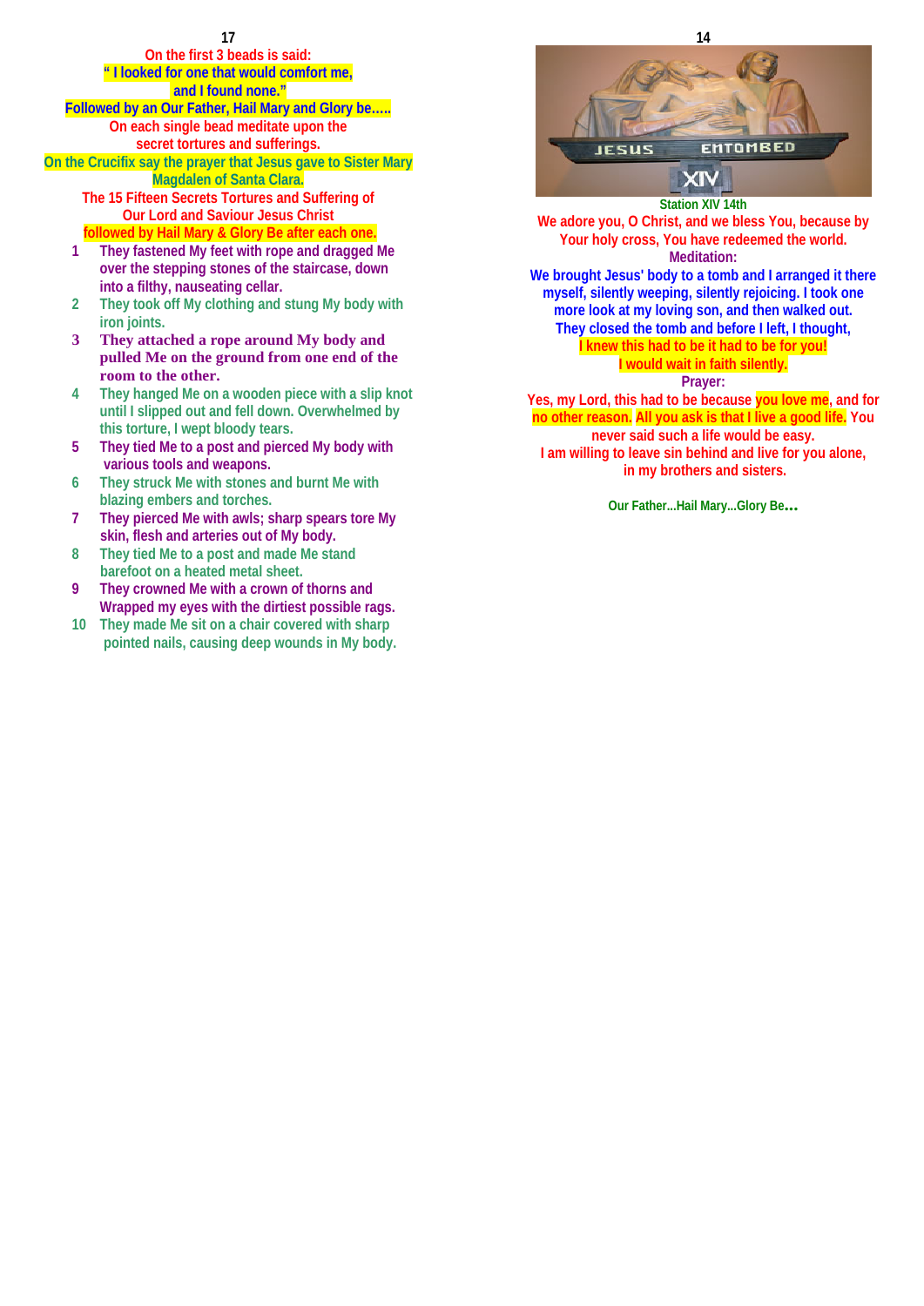On the first 3 beads is said:
" I looked for one that would comfort me,
and I found none."
Followed by an Our Father, Hail Mary and Glory be…..
On each single bead meditate upon the
secret tortures and sufferings.
On the Crucifix say the prayer that Jesus gave to Sister Mary
Magdalen of Santa Clara.

The 15 Fifteen Secrets Tortures and Suffering of
Our Lord and Saviour Jesus Christ
followed by Hail Mary & Glory Be after each one.

1. They fastened My feet with rope and dragged Me over the stepping stones of the staircase, down into a filthy, nauseating cellar.
2. They took off My clothing and stung My body with iron joints.
3. **They attached a rope around My body and pulled Me on the ground from one end of the room to the other.**
4. They hanged Me on a wooden piece with a slip knot until I slipped out and fell down. Overwhelmed by this torture, I wept bloody tears.
5. They tied Me to a post and pierced My body with various tools and weapons.
6. They struck Me with stones and burnt Me with blazing embers and torches.
7. They pierced Me with awls; sharp spears tore My skin, flesh and arteries out of My body.
8. They tied Me to a post and made Me stand barefoot on a heated metal sheet.
9. They crowned Me with a crown of thorns and Wrapped my eyes with the dirtiest possible rags.
10. They made Me sit on a chair covered with sharp pointed nails, causing deep wounds in My body.

JESUS ENTOMBED XIV

Station XIV 14th

We adore you, O Christ, and we bless You, because by Your holy cross, You have redeemed the world.

Meditation:

We brought Jesus' body to a tomb and I arranged it there myself, silently weeping, silently rejoicing. I took one more look at my loving son, and then walked out. They closed the tomb and before I left, I thought,
I knew this had to be it had to be for you!
I would wait in faith silently.

Prayer:

Yes, my Lord, this had to be because you love me, and for no other reason. All you ask is that I live a good life. You never said such a life would be easy.
I am willing to leave sin behind and live for you alone, in my brothers and sisters.

Our Father...Hail Mary...Glory Be...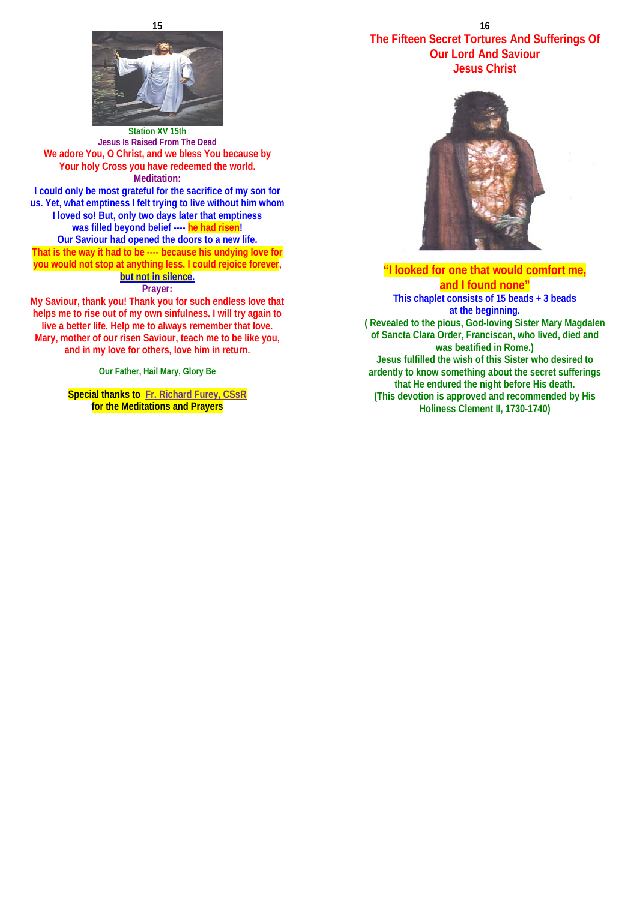**Station XV 15th**

**Jesus Is Raised From The Dead**

**We adore You, O Christ, and we bless You because by Your holy Cross you have redeemed the world.**

**Meditation:**

**I could only be most grateful for the sacrifice of my son for us. Yet, what emptiness I felt trying to live without him whom I loved so! But, only two days later that emptiness was filled beyond belief ---- he had risen!**

**Our Saviour had opened the doors to a new life.**

**That is the way it had to be ---- because his undying love for you would not stop at anything less. I could rejoice forever, but not in silence.**

**Prayer:**

**My Saviour, thank you! Thank you for such endless love that helps me to rise out of my own sinfulness. I will try again to live a better life. Help me to always remember that love. Mary, mother of our risen Saviour, teach me to be like you, and in my love for others, love him in return.**

**Our Father, Hail Mary, Glory Be**

**Special thanks to Fr. Richard Furey, CSsR for the Meditations and Prayers**

## The Fifteen Secret Tortures And Sufferings Of Our Lord And Saviour Jesus Christ

**"I looked for one that would comfort me, and I found none"**

**This chaplet consists of 15 beads + 3 beads at the beginning.**

**( Revealed to the pious, God-loving Sister Mary Magdalen of Sancta Clara Order, Franciscan, who lived, died and was beatified in Rome.)**

**Jesus fulfilled the wish of this Sister who desired to ardently to know something about the secret sufferings that He endured the night before His death.**

**(This devotion is approved and recommended by His Holiness Clement II, 1730-1740)**